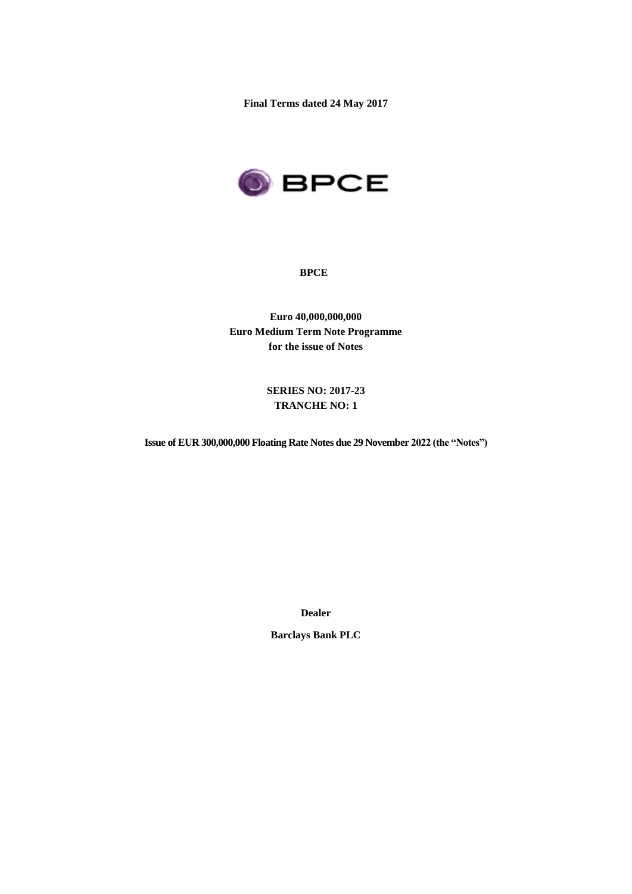**Final Terms dated 24 May 2017**

**BPCE**

**Euro 40,000,000,000**
**Euro Medium Term Note Programme**
**for the issue of Notes**

**SERIES NO: 2017-23**
**TRANCHE NO: 1**

**Issue of EUR 300,000,000 Floating Rate Notes due 29 November 2022 (the "Notes")**

**Dealer**

**Barclays Bank PLC**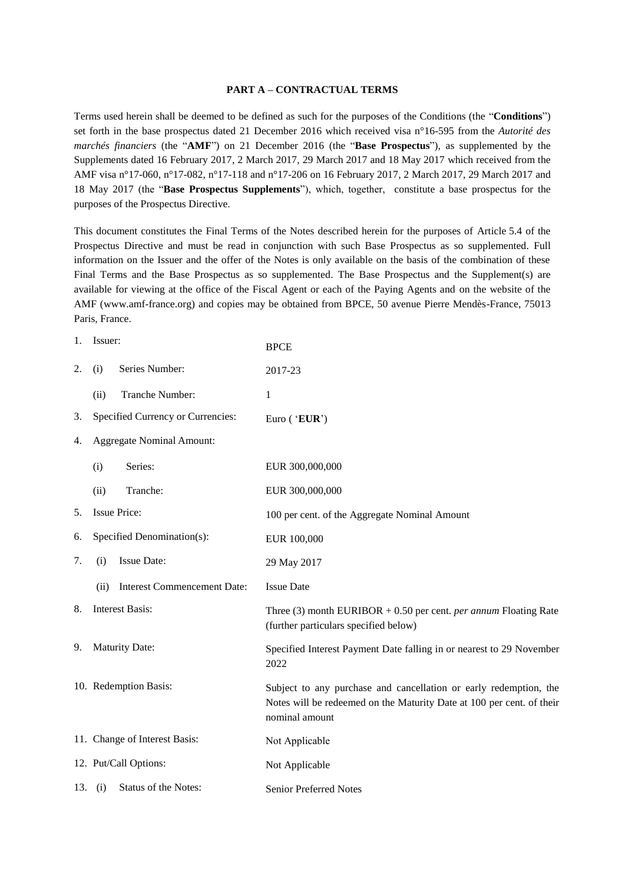## PART A – CONTRACTUAL TERMS

Terms used herein shall be deemed to be defined as such for the purposes of the Conditions (the "**Conditions**") set forth in the base prospectus dated 21 December 2016 which received visa n°16-595 from the *Autorité des marchés financiers* (the "**AMF**") on 21 December 2016 (the "**Base Prospectus**"), as supplemented by the Supplements dated 16 February 2017, 2 March 2017, 29 March 2017 and 18 May 2017 which received from the AMF visa n°17-060, n°17-082, n°17-118 and n°17-206 on 16 February 2017, 2 March 2017, 29 March 2017 and 18 May 2017 (the "**Base Prospectus Supplements**"), which, together, constitute a base prospectus for the purposes of the Prospectus Directive.

This document constitutes the Final Terms of the Notes described herein for the purposes of Article 5.4 of the Prospectus Directive and must be read in conjunction with such Base Prospectus as so supplemented. Full information on the Issuer and the offer of the Notes is only available on the basis of the combination of these Final Terms and the Base Prospectus as so supplemented. The Base Prospectus and the Supplement(s) are available for viewing at the office of the Fiscal Agent or each of the Paying Agents and on the website of the AMF (www.amf-france.org) and copies may be obtained from BPCE, 50 avenue Pierre Mendès-France, 75013 Paris, France.

| | | |
|---|---|---|
| 1. | Issuer: | BPCE |
| 2. | (i) Series Number: | 2017-23 |
| | (ii) Tranche Number: | 1 |
| 3. | Specified Currency or Currencies: | Euro ('**EUR**') |
| 4. | Aggregate Nominal Amount: | |
| | (i) Series: | EUR 300,000,000 |
| | (ii) Tranche: | EUR 300,000,000 |
| 5. | Issue Price: | 100 per cent. of the Aggregate Nominal Amount |
| 6. | Specified Denomination(s): | EUR 100,000 |
| 7. | (i) Issue Date: | 29 May 2017 |
| | (ii) Interest Commencement Date: | Issue Date |
| 8. | Interest Basis: | Three (3) month EURIBOR + 0.50 per cent. *per annum* Floating Rate (further particulars specified below) |
| 9. | Maturity Date: | Specified Interest Payment Date falling in or nearest to 29 November 2022 |
| 10. | Redemption Basis: | Subject to any purchase and cancellation or early redemption, the Notes will be redeemed on the Maturity Date at 100 per cent. of their nominal amount |
| 11. | Change of Interest Basis: | Not Applicable |
| 12. | Put/Call Options: | Not Applicable |
| 13. | (i) Status of the Notes: | Senior Preferred Notes |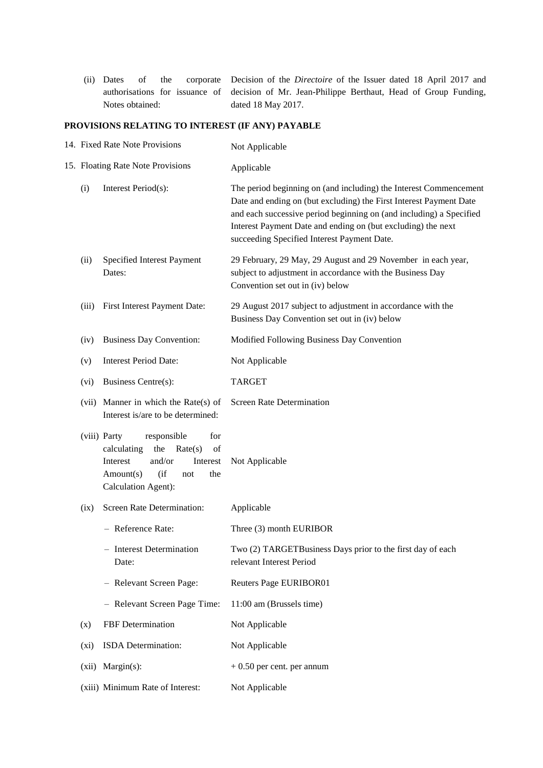| | | |
|---|---|---|
| (ii) | Dates of the corporate authorisations for issuance of Notes obtained: | Decision of the *Directoire* of the Issuer dated 18 April 2017 and decision of Mr. Jean-Philippe Berthaut, Head of Group Funding, dated 18 May 2017. |

**PROVISIONS RELATING TO INTEREST (IF ANY) PAYABLE**

| | | |
|---|---|---|
| 14. | Fixed Rate Note Provisions | Not Applicable |
| 15. | Floating Rate Note Provisions | Applicable |
| (i) | Interest Period(s): | The period beginning on (and including) the Interest Commencement Date and ending on (but excluding) the First Interest Payment Date and each successive period beginning on (and including) a Specified Interest Payment Date and ending on (but excluding) the next succeeding Specified Interest Payment Date. |
| (ii) | Specified Interest Payment Dates: | 29 February, 29 May, 29 August and 29 November in each year, subject to adjustment in accordance with the Business Day Convention set out in (iv) below |
| (iii) | First Interest Payment Date: | 29 August 2017 subject to adjustment in accordance with the Business Day Convention set out in (iv) below |
| (iv) | Business Day Convention: | Modified Following Business Day Convention |
| (v) | Interest Period Date: | Not Applicable |
| (vi) | Business Centre(s): | TARGET |
| (vii) | Manner in which the Rate(s) of Interest is/are to be determined: | Screen Rate Determination |
| (viii) | Party responsible for calculating the Rate(s) of Interest and/or Interest Amount(s) (if not the Calculation Agent): | Not Applicable |
| (ix) | Screen Rate Determination: | Applicable |
| | – Reference Rate: | Three (3) month EURIBOR |
| | – Interest Determination Date: | Two (2) TARGETBusiness Days prior to the first day of each relevant Interest Period |
| | – Relevant Screen Page: | Reuters Page EURIBOR01 |
| | – Relevant Screen Page Time: | 11:00 am (Brussels time) |
| (x) | FBF Determination | Not Applicable |
| (xi) | ISDA Determination: | Not Applicable |
| (xii) | Margin(s): | + 0.50 per cent. per annum |
| (xiii) | Minimum Rate of Interest: | Not Applicable |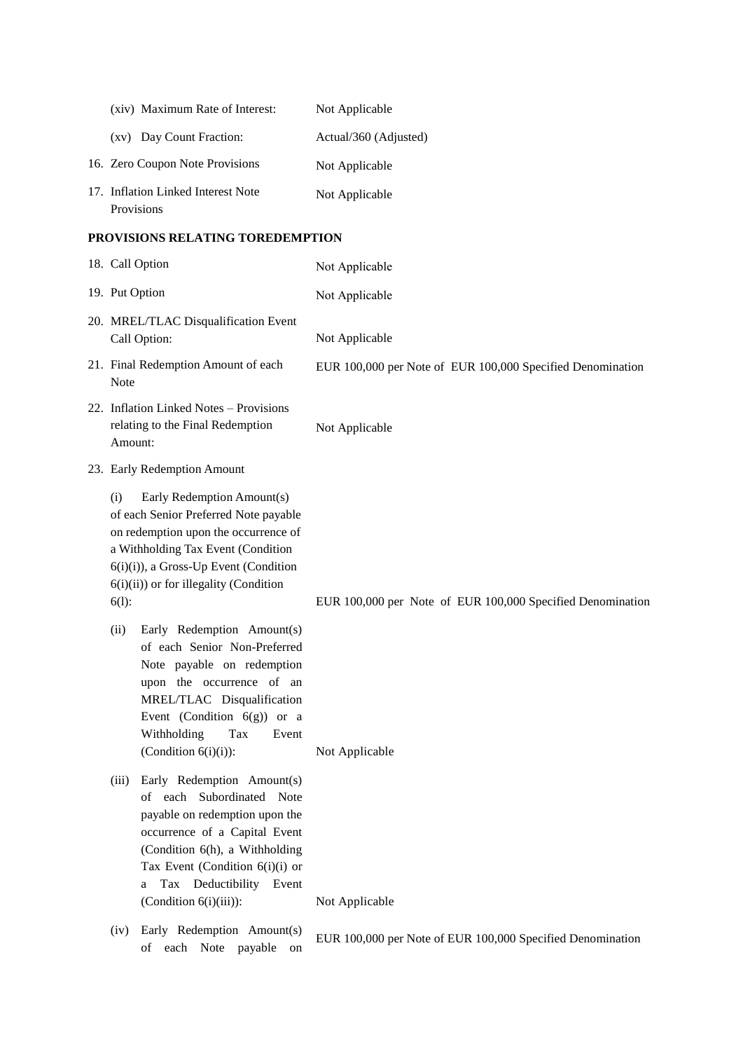| | |
|---|---|
| (xiv) Maximum Rate of Interest: | Not Applicable |
| (xv) Day Count Fraction: | Actual/360 (Adjusted) |
| 16. Zero Coupon Note Provisions | Not Applicable |
| 17. Inflation Linked Interest Note Provisions | Not Applicable |

**PROVISIONS RELATING TOREDEMPTION**

| | |
|---|---|
| 18. Call Option | Not Applicable |
| 19. Put Option | Not Applicable |
| 20. MREL/TLAC Disqualification Event Call Option: | Not Applicable |
| 21. Final Redemption Amount of each Note | EUR 100,000 per Note of EUR 100,000 Specified Denomination |
| 22. Inflation Linked Notes – Provisions relating to the Final Redemption Amount: | Not Applicable |
| 23. Early Redemption Amount | |
| (i) Early Redemption Amount(s) of each Senior Preferred Note payable on redemption upon the occurrence of a Withholding Tax Event (Condition 6(i)(i)), a Gross-Up Event (Condition 6(i)(ii)) or for illegality (Condition 6(l): | EUR 100,000 per Note of EUR 100,000 Specified Denomination |
| (ii) Early Redemption Amount(s) of each Senior Non-Preferred Note payable on redemption upon the occurrence of an MREL/TLAC Disqualification Event (Condition 6(g)) or a Withholding Tax Event (Condition 6(i)(i)): | Not Applicable |
| (iii) Early Redemption Amount(s) of each Subordinated Note payable on redemption upon the occurrence of a Capital Event (Condition 6(h), a Withholding Tax Event (Condition 6(i)(i) or a Tax Deductibility Event (Condition 6(i)(iii)): | Not Applicable |
| (iv) Early Redemption Amount(s) of each Note payable on | EUR 100,000 per Note of EUR 100,000 Specified Denomination |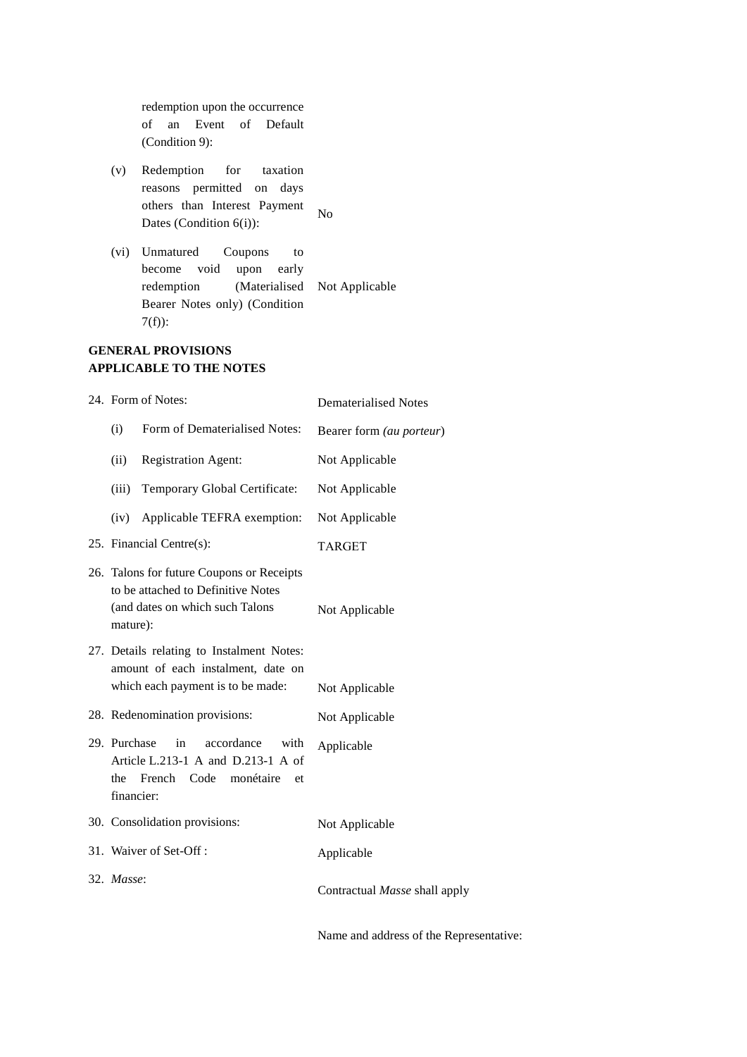| | |
|---|---|
| redemption upon the occurrence of an Event of Default (Condition 9): | |
| (v) Redemption for taxation reasons permitted on days others than Interest Payment Dates (Condition 6(i)): | No |
| (vi) Unmatured Coupons to become void upon early redemption (Materialised Bearer Notes only) (Condition 7(f)): | Not Applicable |

**GENERAL PROVISIONS APPLICABLE TO THE NOTES**

| | |
|---|---|
| 24. Form of Notes: | Dematerialised Notes |
| (i) Form of Dematerialised Notes: | Bearer form *(au porteur)* |
| (ii) Registration Agent: | Not Applicable |
| (iii) Temporary Global Certificate: | Not Applicable |
| (iv) Applicable TEFRA exemption: | Not Applicable |
| 25. Financial Centre(s): | TARGET |
| 26. Talons for future Coupons or Receipts to be attached to Definitive Notes (and dates on which such Talons mature): | Not Applicable |
| 27. Details relating to Instalment Notes: amount of each instalment, date on which each payment is to be made: | Not Applicable |
| 28. Redenomination provisions: | Not Applicable |
| 29. Purchase in accordance with Article L.213-1 A and D.213-1 A of the French Code monétaire et financier: | Applicable |
| 30. Consolidation provisions: | Not Applicable |
| 31. Waiver of Set-Off : | Applicable |
| 32. *Masse*: | Contractual *Masse* shall apply |
| | Name and address of the Representative: |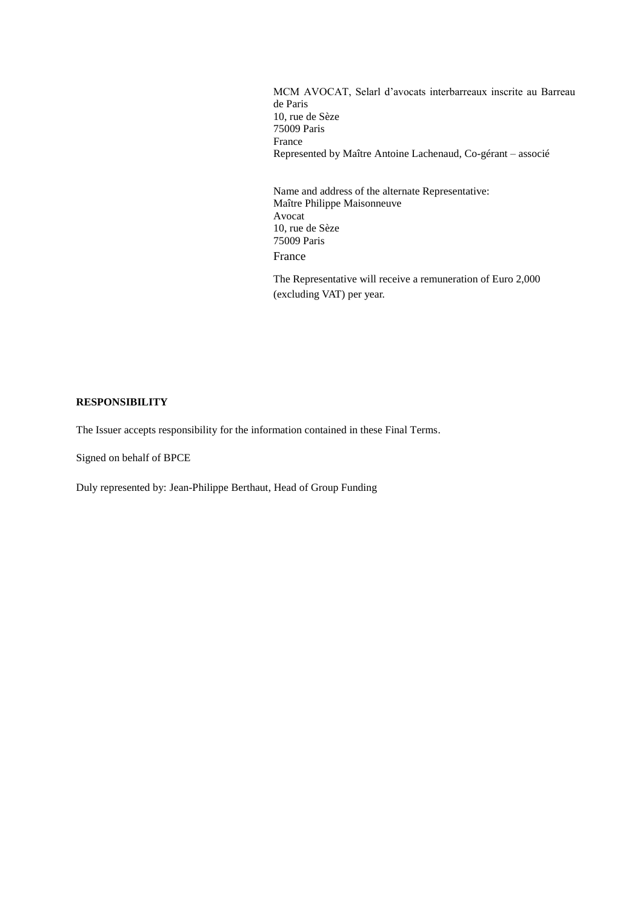MCM AVOCAT, Selarl d'avocats interbarreaux inscrite au Barreau de Paris
10, rue de Sèze
75009 Paris
France
Represented by Maître Antoine Lachenaud, Co-gérant – associé

Name and address of the alternate Representative:
Maître Philippe Maisonneuve
Avocat
10, rue de Sèze
75009 Paris
France

The Representative will receive a remuneration of Euro 2,000 (excluding VAT) per year.

**RESPONSIBILITY**

The Issuer accepts responsibility for the information contained in these Final Terms.

Signed on behalf of BPCE

Duly represented by: Jean-Philippe Berthaut, Head of Group Funding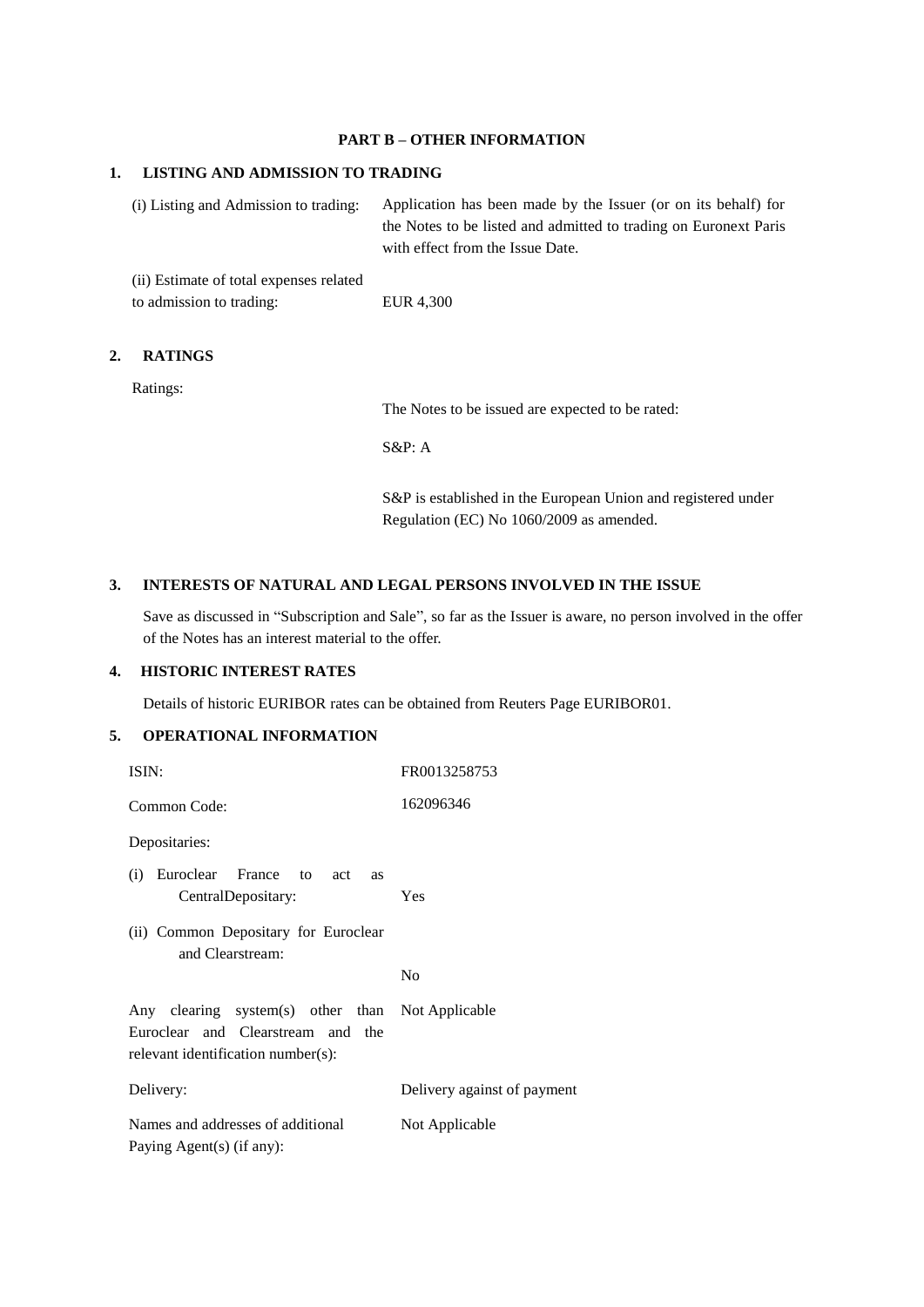## PART B – OTHER INFORMATION

### 1. LISTING AND ADMISSION TO TRADING

| | |
|---|---|
| (i) Listing and Admission to trading: | Application has been made by the Issuer (or on its behalf) for the Notes to be listed and admitted to trading on Euronext Paris with effect from the Issue Date. |
| (ii) Estimate of total expenses related to admission to trading: | EUR 4,300 |

### 2. RATINGS

| | |
|---|---|
| Ratings: | The Notes to be issued are expected to be rated:<br><br>S&P: A<br><br>S&P is established in the European Union and registered under Regulation (EC) No 1060/2009 as amended. |

### 3. INTERESTS OF NATURAL AND LEGAL PERSONS INVOLVED IN THE ISSUE

Save as discussed in "Subscription and Sale", so far as the Issuer is aware, no person involved in the offer of the Notes has an interest material to the offer.

### 4. HISTORIC INTEREST RATES

Details of historic EURIBOR rates can be obtained from Reuters Page EURIBOR01.

### 5. OPERATIONAL INFORMATION

| | |
|---|---|
| ISIN: | FR0013258753 |
| Common Code: | 162096346 |
| Depositaries: | |
| (i) Euroclear France to act as CentralDepositary: | Yes |
| (ii) Common Depositary for Euroclear and Clearstream: | No |
| Any clearing system(s) other than Euroclear and Clearstream and the relevant identification number(s): | Not Applicable |
| Delivery: | Delivery against of payment |
| Names and addresses of additional Paying Agent(s) (if any): | Not Applicable |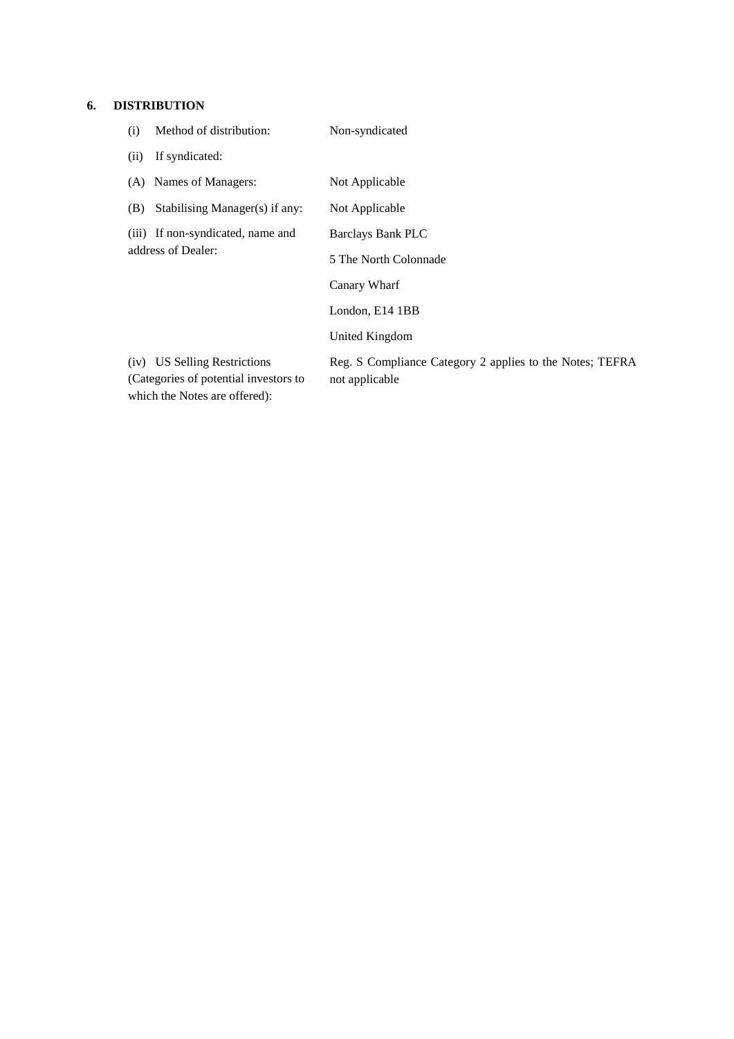## 6. DISTRIBUTION

| | |
|---|---|
| (i) Method of distribution: | Non-syndicated |
| (ii) If syndicated: | |
| (A) Names of Managers: | Not Applicable |
| (B) Stabilising Manager(s) if any: | Not Applicable |
| (iii) If non-syndicated, name and address of Dealer: | Barclays Bank PLC<br>5 The North Colonnade<br>Canary Wharf<br>London, E14 1BB<br>United Kingdom |
| (iv) US Selling Restrictions (Categories of potential investors to which the Notes are offered): | Reg. S Compliance Category 2 applies to the Notes; TEFRA not applicable |